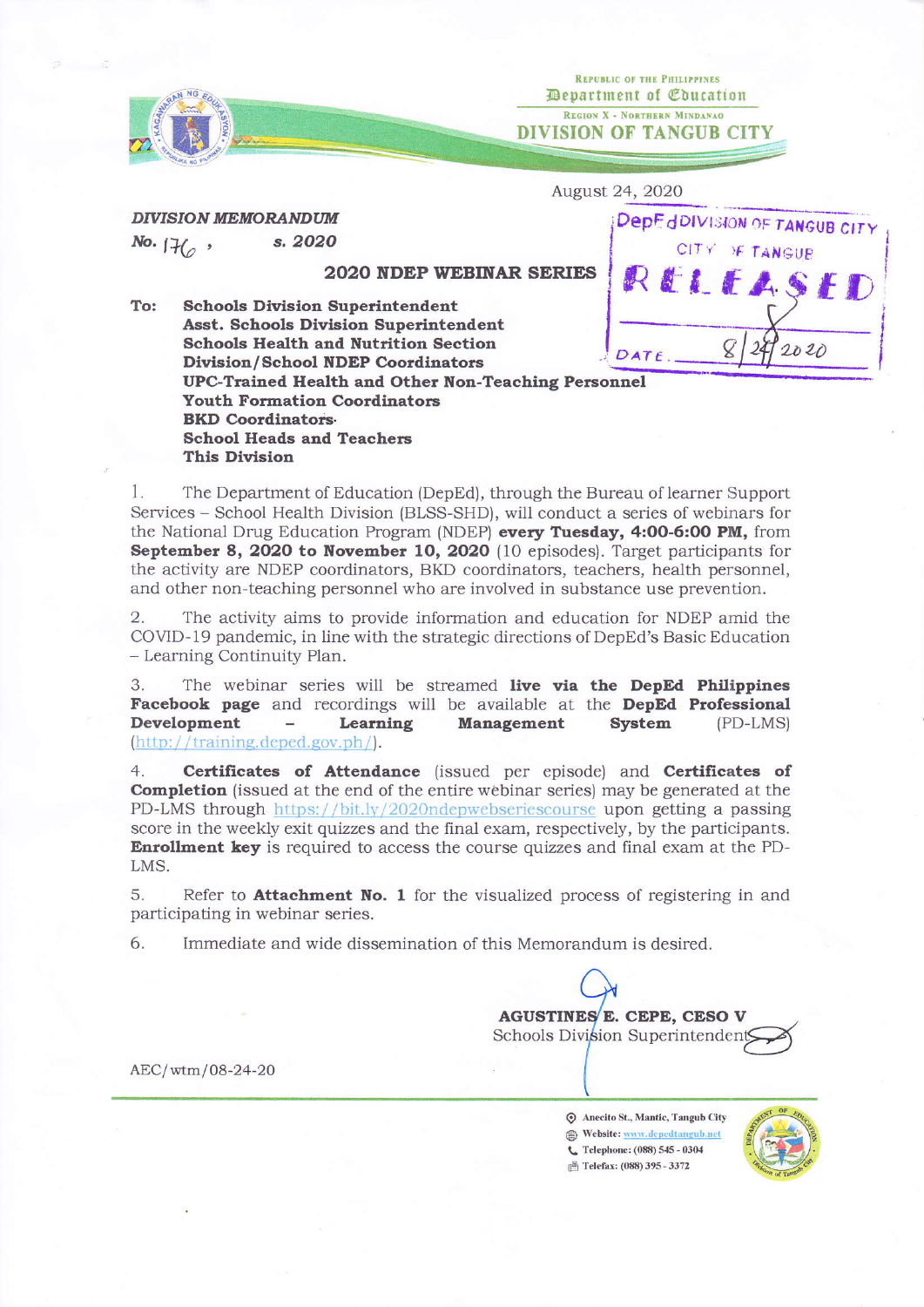REPUBLIC OF THE PHILIPPINES
Department of Education
REGION X - NORTHERN MINDANAO
DIVISION OF TANGUB CITY

August 24, 2020

DepEd DIVISION OF TANGUB CITY
CITY OF TANGUB
RELEASED
DATE: 8/24/2020

***DIVISION MEMORANDUM***
***No. 176 , s. 2020***

## 2020 NDEP WEBINAR SERIES

**To: Schools Division Superintendent**
**Asst. Schools Division Superintendent**
**Schools Health and Nutrition Section**
**Division/School NDEP Coordinators**
**UPC-Trained Health and Other Non-Teaching Personnel**
**Youth Formation Coordinators**
**BKD Coordinators**
**School Heads and Teachers**
**This Division**

1. The Department of Education (DepEd), through the Bureau of learner Support Services – School Health Division (BLSS-SHD), will conduct a series of webinars for the National Drug Education Program (NDEP) **every Tuesday, 4:00-6:00 PM,** from **September 8, 2020 to November 10, 2020** (10 episodes). Target participants for the activity are NDEP coordinators, BKD coordinators, teachers, health personnel, and other non-teaching personnel who are involved in substance use prevention.

2. The activity aims to provide information and education for NDEP amid the COVID-19 pandemic, in line with the strategic directions of DepEd's Basic Education – Learning Continuity Plan.

3. The webinar series will be streamed **live via the DepEd Philippines Facebook page** and recordings will be available at the **DepEd Professional Development – Learning Management System** (PD-LMS) (http://training.deped.gov.ph/).

4. **Certificates of Attendance** (issued per episode) and **Certificates of Completion** (issued at the end of the entire webinar series) may be generated at the PD-LMS through https://bit.ly/2020ndepwebseriescourse upon getting a passing score in the weekly exit quizzes and the final exam, respectively, by the participants. **Enrollment key** is required to access the course quizzes and final exam at the PD-LMS.

5. Refer to **Attachment No. 1** for the visualized process of registering in and participating in webinar series.

6. Immediate and wide dissemination of this Memorandum is desired.

**AGUSTINES E. CEPE, CESO V**
Schools Division Superintendent

AEC/wtm/08-24-20

Anecito St., Mantic, Tangub City
Website: www.depedtangub.net
Telephone: (088) 545 - 0304
Telefax: (088) 395 - 3372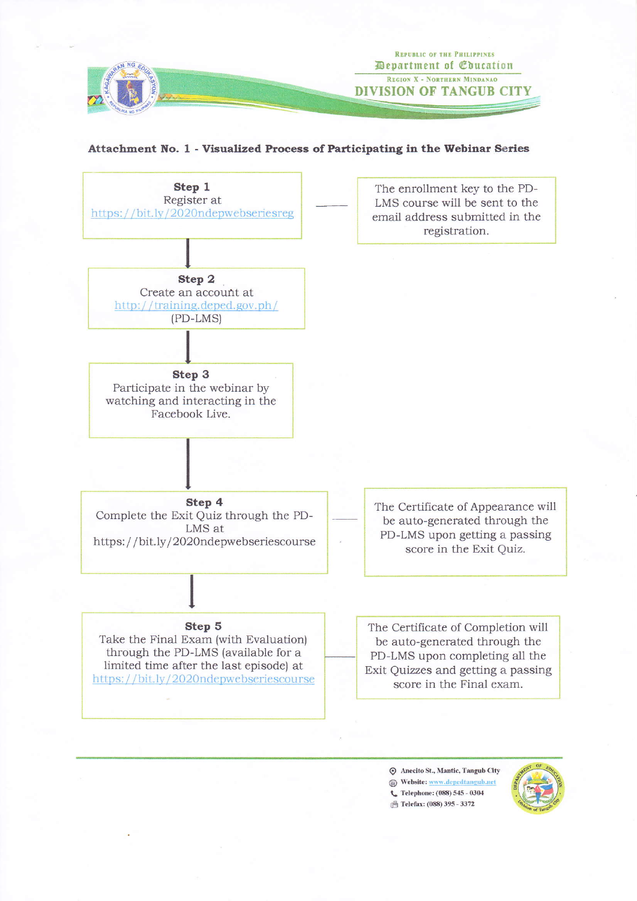REPUBLIC OF THE PHILIPPINES
Department of Education
REGION X - NORTHERN MINDANAO
DIVISION OF TANGUB CITY

**Attachment No. 1 - Visualized Process of Participating in the Webinar Series**

**Step 1**
Register at https://bit.ly/2020ndepwebseriesreg

The enrollment key to the PD-LMS course will be sent to the email address submitted in the registration.

**Step 2**
Create an account at http://training.deped.gov.ph/ (PD-LMS)

**Step 3**
Participate in the webinar by watching and interacting in the Facebook Live.

**Step 4**
Complete the Exit Quiz through the PD-LMS at https://bit.ly/2020ndepwebseriescourse

The Certificate of Appearance will be auto-generated through the PD-LMS upon getting a passing score in the Exit Quiz.

**Step 5**
Take the Final Exam (with Evaluation) through the PD-LMS (available for a limited time after the last episode) at https://bit.ly/2020ndepwebseriescourse

The Certificate of Completion will be auto-generated through the PD-LMS upon completing all the Exit Quizzes and getting a passing score in the Final exam.

Anecito St., Mantic, Tangub City
Website: www.depedtangub.net
Telephone: (088) 545 - 0304
Telefax: (088) 395 - 3372